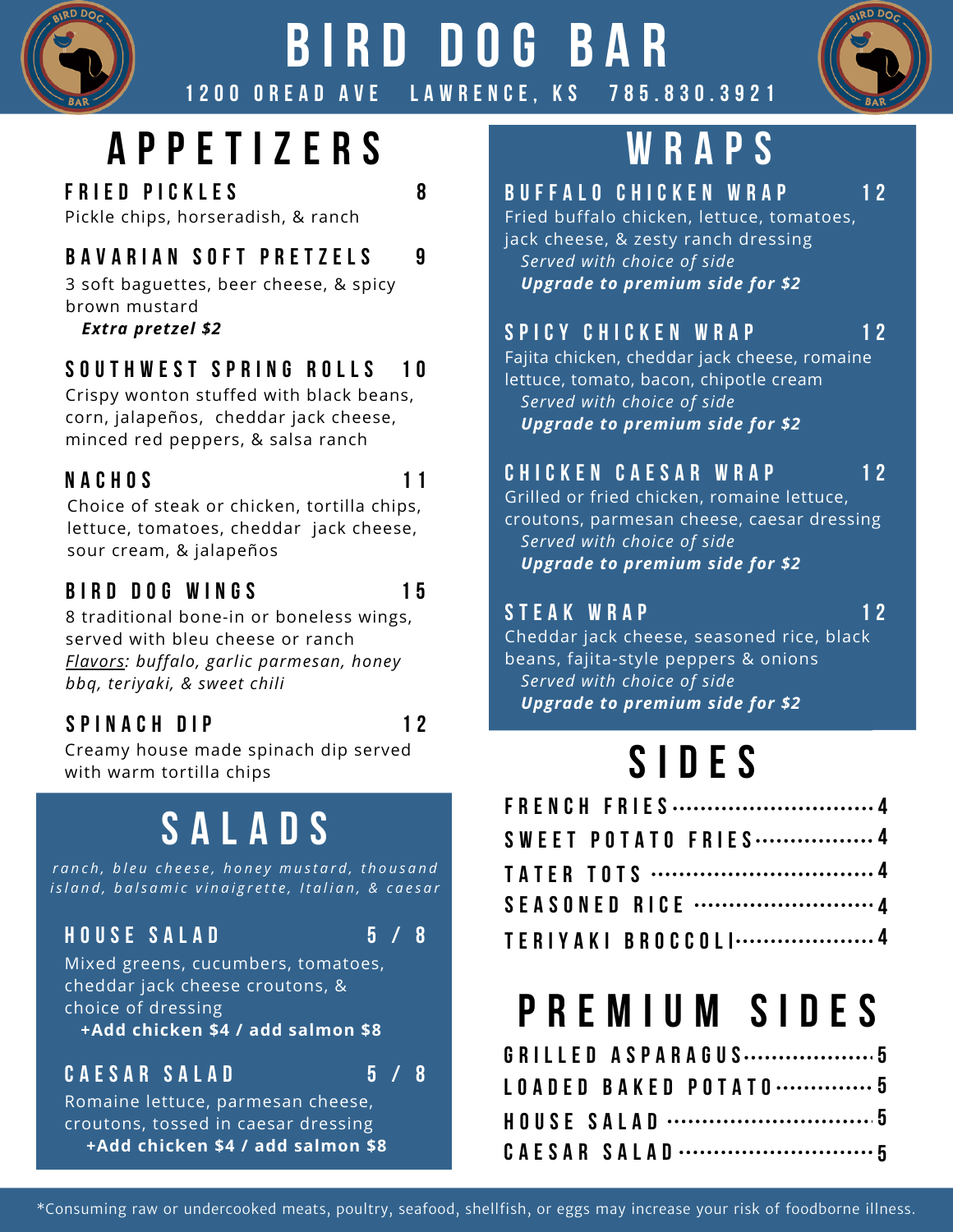# BIRD DOG BAR

1200 OREAD AVE LAWRENCE, KS 785.830.3921

## APPETIZERS

### FRIED PICKLES 8
Pickle chips, horseradish, & ranch

### BAVARIAN SOFT PRETZELS 9
3 soft baguettes, beer cheese, & spicy brown mustard
***Extra pretzel $2***

### SOUTHWEST SPRING ROLLS 10
Crispy wonton stuffed with black beans, corn, jalapeños, cheddar jack cheese, minced red peppers, & salsa ranch

### NACHOS 11
Choice of steak or chicken, tortilla chips, lettuce, tomatoes, cheddar jack cheese, sour cream, & jalapeños

### BIRD DOG WINGS 15
8 traditional bone-in or boneless wings, served with bleu cheese or ranch
*Flavors: buffalo, garlic parmesan, honey bbq, teriyaki, & sweet chili*

### SPINACH DIP 12
Creamy house made spinach dip served with warm tortilla chips

## SALADS

*ranch, bleu cheese, honey mustard, thousand island, balsamic vinaigrette, Italian, & caesar*

### HOUSE SALAD 5 / 8
Mixed greens, cucumbers, tomatoes, cheddar jack cheese croutons, & choice of dressing
**+Add chicken $4 / add salmon $8**

### CAESAR SALAD 5 / 8
Romaine lettuce, parmesan cheese, croutons, tossed in caesar dressing
**+Add chicken $4 / add salmon $8**

## WRAPS

### BUFFALO CHICKEN WRAP 12
Fried buffalo chicken, lettuce, tomatoes, jack cheese, & zesty ranch dressing
*Served with choice of side*
***Upgrade to premium side for $2***

### SPICY CHICKEN WRAP 12
Fajita chicken, cheddar jack cheese, romaine lettuce, tomato, bacon, chipotle cream
*Served with choice of side*
***Upgrade to premium side for $2***

### CHICKEN CAESAR WRAP 12
Grilled or fried chicken, romaine lettuce, croutons, parmesan cheese, caesar dressing
*Served with choice of side*
***Upgrade to premium side for $2***

### STEAK WRAP 12
Cheddar jack cheese, seasoned rice, black beans, fajita-style peppers & onions
*Served with choice of side*
***Upgrade to premium side for $2***

## SIDES

- FRENCH FRIES ........ 4
- SWEET POTATO FRIES ........ 4
- TATER TOTS ........ 4
- SEASONED RICE ........ 4
- TERIYAKI BROCCOLI ........ 4

## PREMIUM SIDES

- GRILLED ASPARAGUS ........ 5
- LOADED BAKED POTATO ........ 5
- HOUSE SALAD ........ 5
- CAESAR SALAD ........ 5

*Consuming raw or undercooked meats, poultry, seafood, shellfish, or eggs may increase your risk of foodborne illness.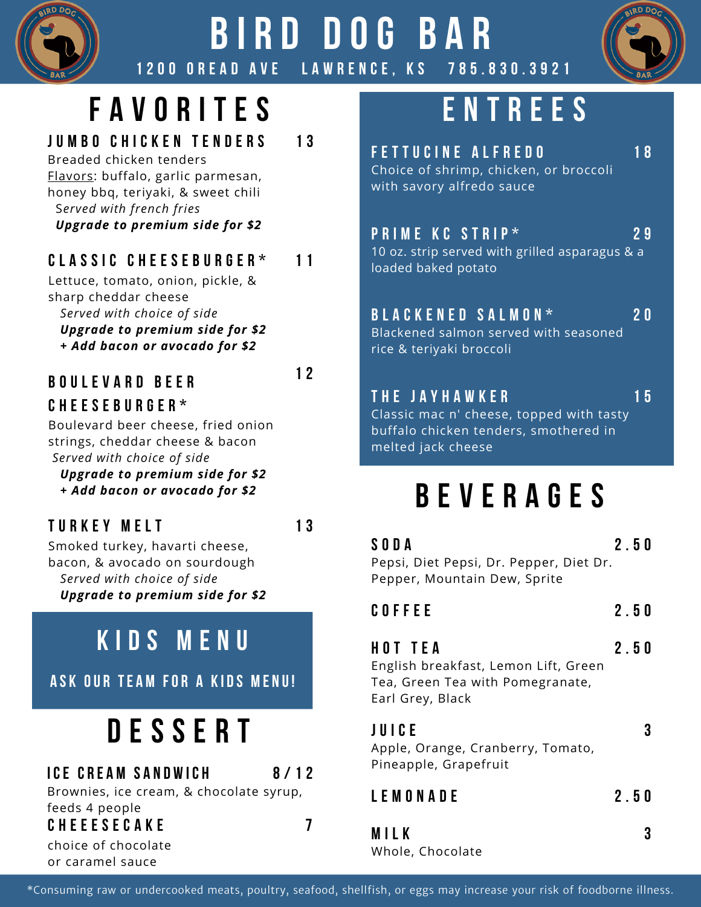# BIRD DOG BAR

1200 OREAD AVE LAWRENCE, KS 785.830.3921

## FAVORITES

### JUMBO CHICKEN TENDERS 13

Breaded chicken tenders
Flavors: buffalo, garlic parmesan, honey bbq, teriyaki, & sweet chili
*Served with french fries*
***Upgrade to premium side for $2***

### CLASSIC CHEESEBURGER* 11

Lettuce, tomato, onion, pickle, & sharp cheddar cheese
*Served with choice of side*
***Upgrade to premium side for $2***
***+ Add bacon or avocado for $2***

### BOULEVARD BEER CHEESEBURGER* 12

Boulevard beer cheese, fried onion strings, cheddar cheese & bacon
*Served with choice of side*
***Upgrade to premium side for $2***
***+ Add bacon or avocado for $2***

### TURKEY MELT 13

Smoked turkey, havarti cheese, bacon, & avocado on sourdough
*Served with choice of side*
***Upgrade to premium side for $2***

## KIDS MENU

ASK OUR TEAM FOR A KIDS MENU!

## DESSERT

### ICE CREAM SANDWICH 8/12

Brownies, ice cream, & chocolate syrup, feeds 4 people

### CHEEESECAKE 7

choice of chocolate or caramel sauce

## ENTREES

### FETTUCINE ALFREDO 18

Choice of shrimp, chicken, or broccoli with savory alfredo sauce

### PRIME KC STRIP* 29

10 oz. strip served with grilled asparagus & a loaded baked potato

### BLACKENED SALMON* 20

Blackened salmon served with seasoned rice & teriyaki broccoli

### THE JAYHAWKER 15

Classic mac n' cheese, topped with tasty buffalo chicken tenders, smothered in melted jack cheese

## BEVERAGES

### SODA 2.50

Pepsi, Diet Pepsi, Dr. Pepper, Diet Dr. Pepper, Mountain Dew, Sprite

### COFFEE 2.50

### HOT TEA 2.50

English breakfast, Lemon Lift, Green Tea, Green Tea with Pomegranate, Earl Grey, Black

### JUICE 3

Apple, Orange, Cranberry, Tomato, Pineapple, Grapefruit

### LEMONADE 2.50

### MILK 3

Whole, Chocolate

*Consuming raw or undercooked meats, poultry, seafood, shellfish, or eggs may increase your risk of foodborne illness.